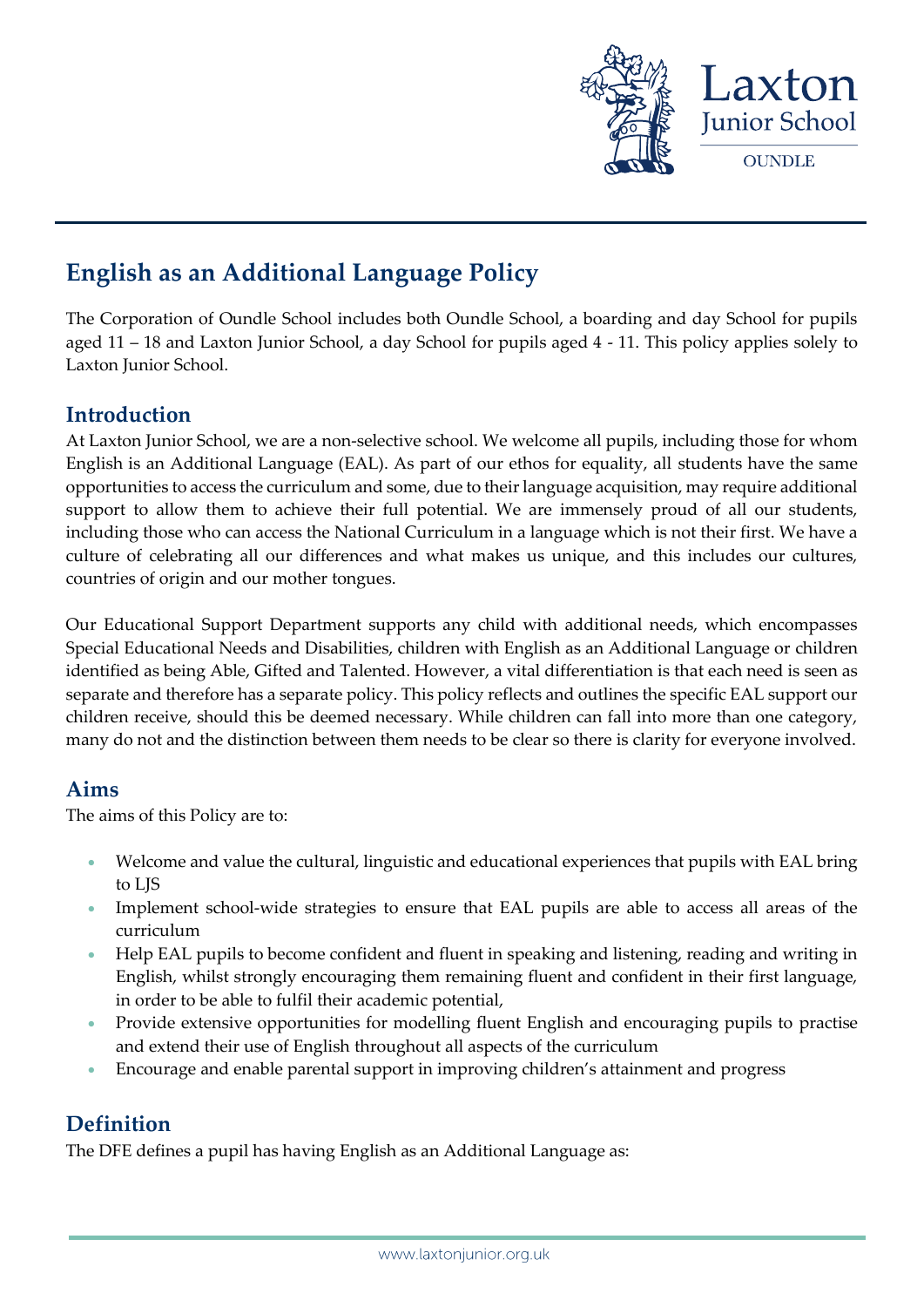# English as an Additional Language Policy

The Corporation of Oundle School includes both Oundle School, a boarding and day School for pupils aged 11 – 18 and Laxton Junior School, a day School for pupils aged 4 - 11. This policy applies solely to Laxton Junior School.

## Introduction

At Laxton Junior School, we are a non-selective school. We welcome all pupils, including those for whom English is an Additional Language (EAL). As part of our ethos for equality, all students have the same opportunities to access the curriculum and some, due to their language acquisition, may require additional support to allow them to achieve their full potential. We are immensely proud of all our students, including those who can access the National Curriculum in a language which is not their first. We have a culture of celebrating all our differences and what makes us unique, and this includes our cultures, countries of origin and our mother tongues.

Our Educational Support Department supports any child with additional needs, which encompasses Special Educational Needs and Disabilities, children with English as an Additional Language or children identified as being Able, Gifted and Talented. However, a vital differentiation is that each need is seen as separate and therefore has a separate policy. This policy reflects and outlines the specific EAL support our children receive, should this be deemed necessary. While children can fall into more than one category, many do not and the distinction between them needs to be clear so there is clarity for everyone involved.

## Aims

The aims of this Policy are to:

- Welcome and value the cultural, linguistic and educational experiences that pupils with EAL bring to LJS
- Implement school-wide strategies to ensure that EAL pupils are able to access all areas of the curriculum
- Help EAL pupils to become confident and fluent in speaking and listening, reading and writing in English, whilst strongly encouraging them remaining fluent and confident in their first language, in order to be able to fulfil their academic potential,
- Provide extensive opportunities for modelling fluent English and encouraging pupils to practise and extend their use of English throughout all aspects of the curriculum
- Encourage and enable parental support in improving children's attainment and progress

## Definition

The DFE defines a pupil has having English as an Additional Language as: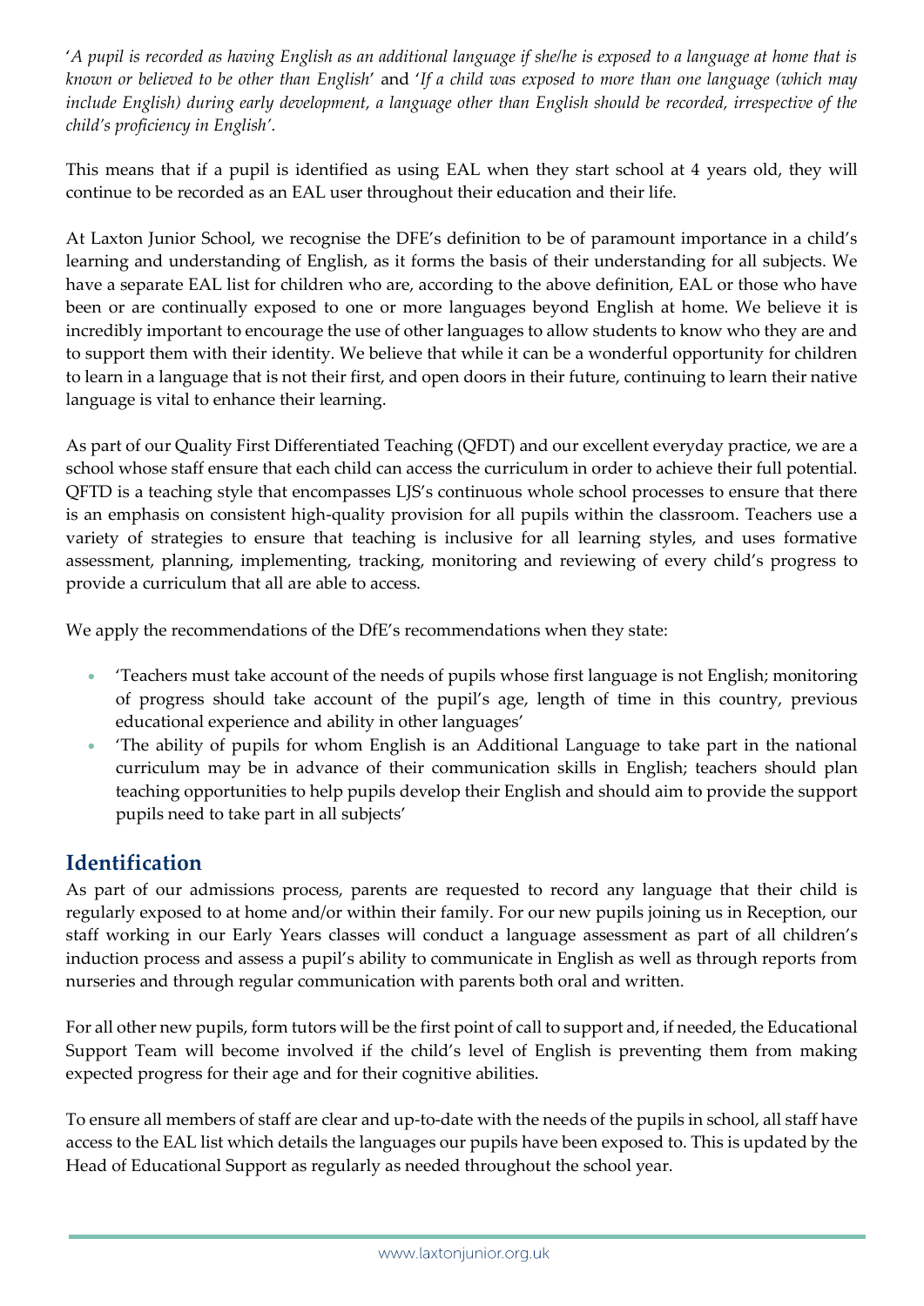'*A pupil is recorded as having English as an additional language if she/he is exposed to a language at home that is known or believed to be other than English*' and '*If a child was exposed to more than one language (which may include English) during early development, a language other than English should be recorded, irrespective of the child's proficiency in English'.*

This means that if a pupil is identified as using EAL when they start school at 4 years old, they will continue to be recorded as an EAL user throughout their education and their life.

At Laxton Junior School, we recognise the DFE's definition to be of paramount importance in a child's learning and understanding of English, as it forms the basis of their understanding for all subjects. We have a separate EAL list for children who are, according to the above definition, EAL or those who have been or are continually exposed to one or more languages beyond English at home. We believe it is incredibly important to encourage the use of other languages to allow students to know who they are and to support them with their identity. We believe that while it can be a wonderful opportunity for children to learn in a language that is not their first, and open doors in their future, continuing to learn their native language is vital to enhance their learning.

As part of our Quality First Differentiated Teaching (QFDT) and our excellent everyday practice, we are a school whose staff ensure that each child can access the curriculum in order to achieve their full potential. QFTD is a teaching style that encompasses LJS's continuous whole school processes to ensure that there is an emphasis on consistent high-quality provision for all pupils within the classroom. Teachers use a variety of strategies to ensure that teaching is inclusive for all learning styles, and uses formative assessment, planning, implementing, tracking, monitoring and reviewing of every child's progress to provide a curriculum that all are able to access.

We apply the recommendations of the DfE's recommendations when they state:

- 'Teachers must take account of the needs of pupils whose first language is not English; monitoring of progress should take account of the pupil's age, length of time in this country, previous educational experience and ability in other languages'
- 'The ability of pupils for whom English is an Additional Language to take part in the national curriculum may be in advance of their communication skills in English; teachers should plan teaching opportunities to help pupils develop their English and should aim to provide the support pupils need to take part in all subjects'

## Identification

As part of our admissions process, parents are requested to record any language that their child is regularly exposed to at home and/or within their family. For our new pupils joining us in Reception, our staff working in our Early Years classes will conduct a language assessment as part of all children's induction process and assess a pupil's ability to communicate in English as well as through reports from nurseries and through regular communication with parents both oral and written.

For all other new pupils, form tutors will be the first point of call to support and, if needed, the Educational Support Team will become involved if the child's level of English is preventing them from making expected progress for their age and for their cognitive abilities.

To ensure all members of staff are clear and up-to-date with the needs of the pupils in school, all staff have access to the EAL list which details the languages our pupils have been exposed to. This is updated by the Head of Educational Support as regularly as needed throughout the school year.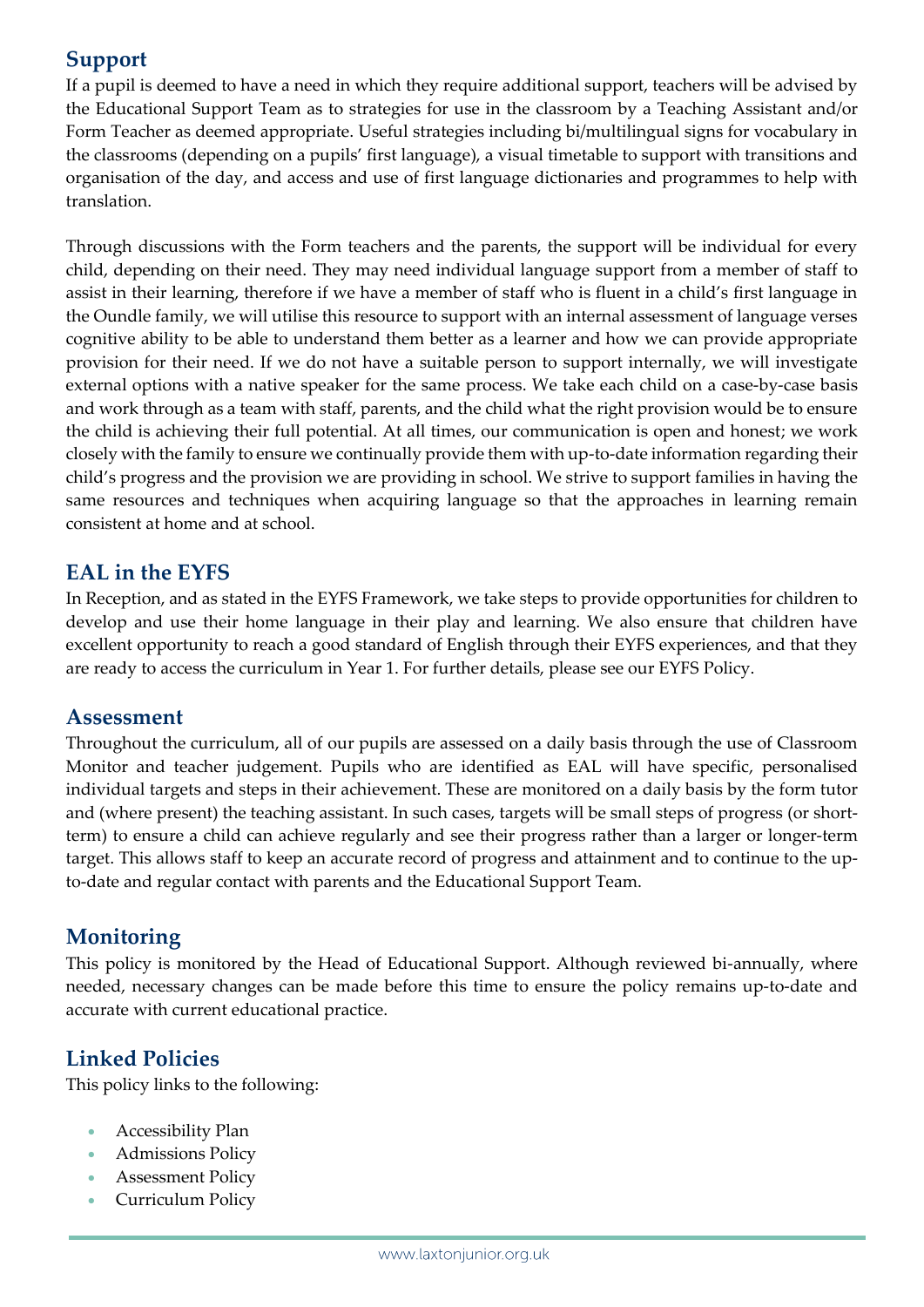## Support

If a pupil is deemed to have a need in which they require additional support, teachers will be advised by the Educational Support Team as to strategies for use in the classroom by a Teaching Assistant and/or Form Teacher as deemed appropriate. Useful strategies including bi/multilingual signs for vocabulary in the classrooms (depending on a pupils' first language), a visual timetable to support with transitions and organisation of the day, and access and use of first language dictionaries and programmes to help with translation.

Through discussions with the Form teachers and the parents, the support will be individual for every child, depending on their need. They may need individual language support from a member of staff to assist in their learning, therefore if we have a member of staff who is fluent in a child's first language in the Oundle family, we will utilise this resource to support with an internal assessment of language verses cognitive ability to be able to understand them better as a learner and how we can provide appropriate provision for their need. If we do not have a suitable person to support internally, we will investigate external options with a native speaker for the same process. We take each child on a case-by-case basis and work through as a team with staff, parents, and the child what the right provision would be to ensure the child is achieving their full potential. At all times, our communication is open and honest; we work closely with the family to ensure we continually provide them with up-to-date information regarding their child's progress and the provision we are providing in school. We strive to support families in having the same resources and techniques when acquiring language so that the approaches in learning remain consistent at home and at school.

## EAL in the EYFS

In Reception, and as stated in the EYFS Framework, we take steps to provide opportunities for children to develop and use their home language in their play and learning. We also ensure that children have excellent opportunity to reach a good standard of English through their EYFS experiences, and that they are ready to access the curriculum in Year 1. For further details, please see our EYFS Policy.

## Assessment

Throughout the curriculum, all of our pupils are assessed on a daily basis through the use of Classroom Monitor and teacher judgement. Pupils who are identified as EAL will have specific, personalised individual targets and steps in their achievement. These are monitored on a daily basis by the form tutor and (where present) the teaching assistant. In such cases, targets will be small steps of progress (or short-term) to ensure a child can achieve regularly and see their progress rather than a larger or longer-term target. This allows staff to keep an accurate record of progress and attainment and to continue to the up-to-date and regular contact with parents and the Educational Support Team.

## Monitoring

This policy is monitored by the Head of Educational Support. Although reviewed bi-annually, where needed, necessary changes can be made before this time to ensure the policy remains up-to-date and accurate with current educational practice.

## Linked Policies

This policy links to the following:

- Accessibility Plan
- Admissions Policy
- Assessment Policy
- Curriculum Policy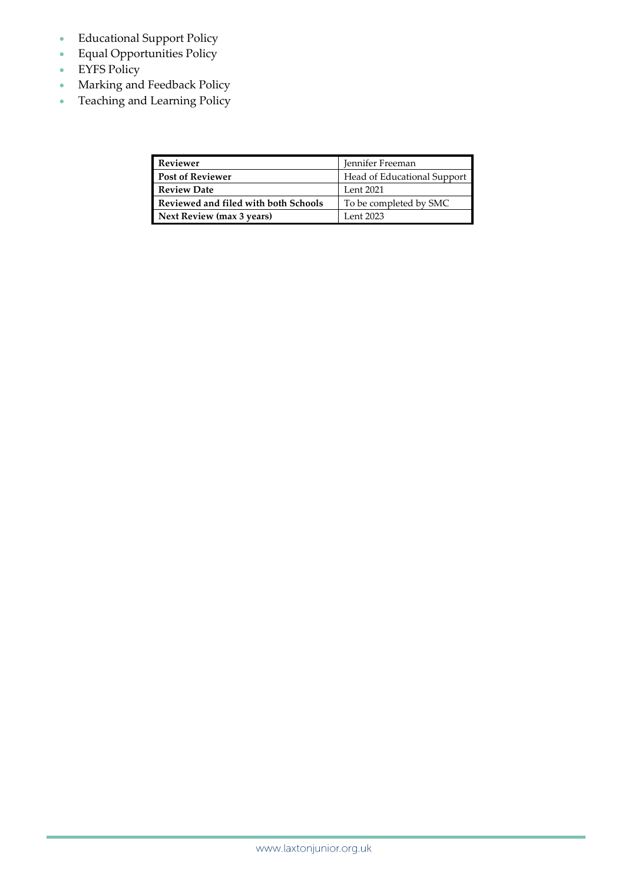- Educational Support Policy
- Equal Opportunities Policy
- EYFS Policy
- Marking and Feedback Policy
- Teaching and Learning Policy

| | |
|---|---|
| **Reviewer** | Jennifer Freeman |
| **Post of Reviewer** | Head of Educational Support |
| **Review Date** | Lent 2021 |
| **Reviewed and filed with both Schools** | To be completed by SMC |
| **Next Review (max 3 years)** | Lent 2023 |